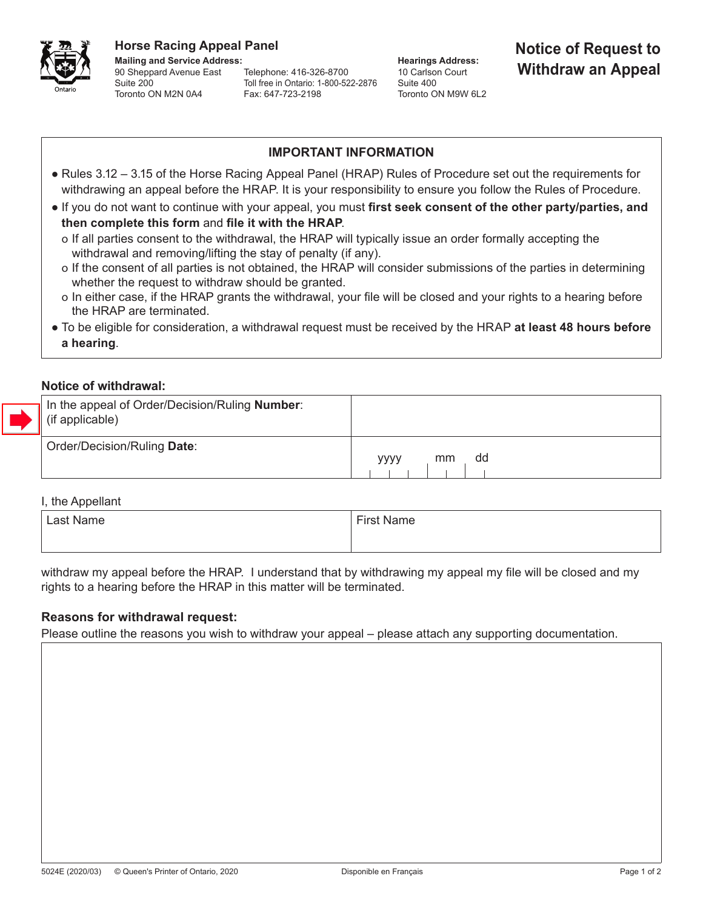# Horse Racing Appeal Panel

**Mailing and Service Address:**
90 Sheppard Avenue East
Suite 200
Toronto ON M2N 0A4

Telephone: 416-326-8700
Toll free in Ontario: 1-800-522-2876
Fax: 647-723-2198

**Hearings Address:**
10 Carlson Court
Suite 400
Toronto ON M9W 6L2

# Notice of Request to Withdraw an Appeal

## IMPORTANT INFORMATION

- Rules 3.12 – 3.15 of the Horse Racing Appeal Panel (HRAP) Rules of Procedure set out the requirements for withdrawing an appeal before the HRAP. It is your responsibility to ensure you follow the Rules of Procedure.
- If you do not want to continue with your appeal, you must **first seek consent of the other party/parties, and then complete this form** and **file it with the HRAP**.
  - If all parties consent to the withdrawal, the HRAP will typically issue an order formally accepting the withdrawal and removing/lifting the stay of penalty (if any).
  - If the consent of all parties is not obtained, the HRAP will consider submissions of the parties in determining whether the request to withdraw should be granted.
  - In either case, if the HRAP grants the withdrawal, your file will be closed and your rights to a hearing before the HRAP are terminated.
- To be eligible for consideration, a withdrawal request must be received by the HRAP **at least 48 hours before a hearing**.

### Notice of withdrawal:

| | |
|---|---|
| In the appeal of Order/Decision/Ruling **Number**: (if applicable) | |
| Order/Decision/Ruling **Date**: | yyyy mm dd |

I, the Appellant

| Last Name | First Name |
|---|---|
| | |

withdraw my appeal before the HRAP. I understand that by withdrawing my appeal my file will be closed and my rights to a hearing before the HRAP in this matter will be terminated.

### Reasons for withdrawal request:

Please outline the reasons you wish to withdraw your appeal – please attach any supporting documentation.

5024E (2020/03) © Queen's Printer of Ontario, 2020 Disponible en Français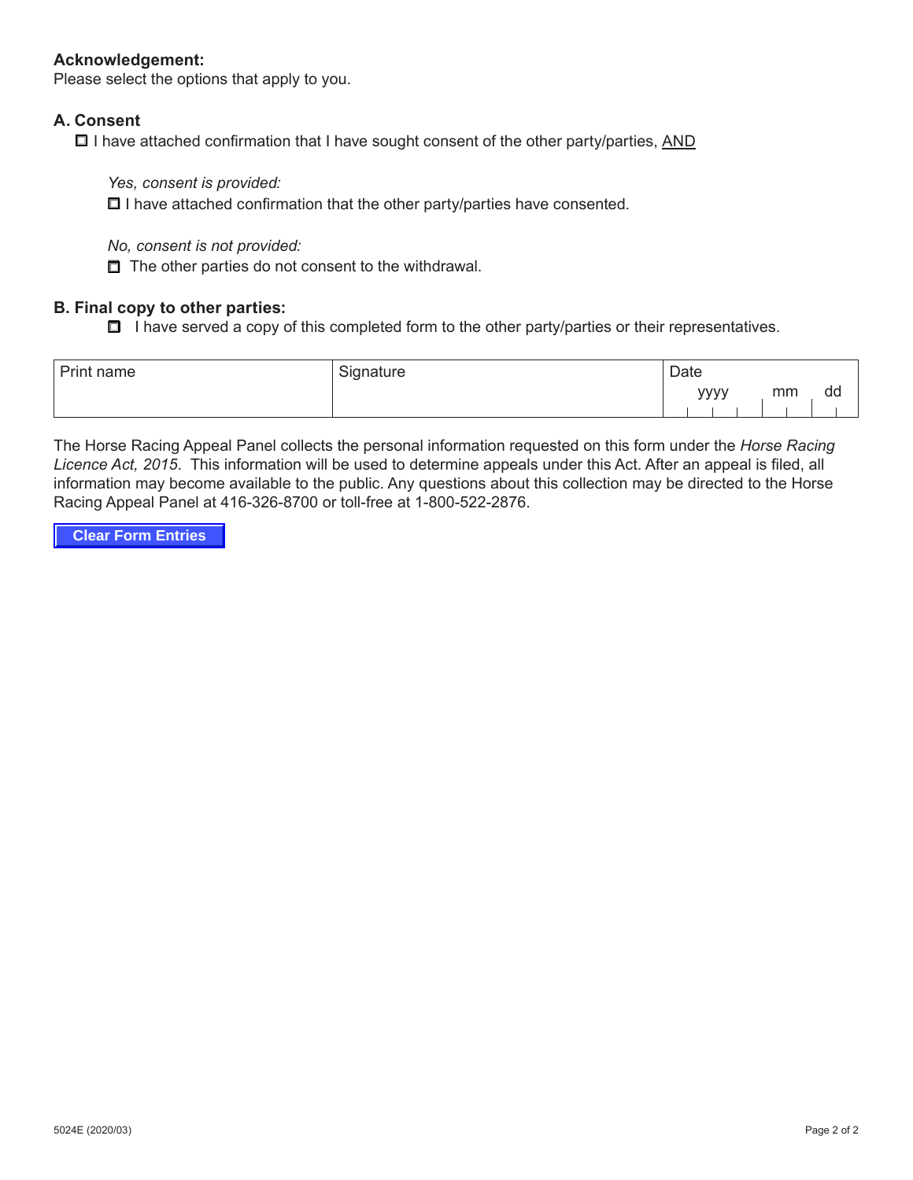**Acknowledgement:**
Please select the options that apply to you.

**A. Consent**

☐ I have attached confirmation that I have sought consent of the other party/parties, AND

*Yes, consent is provided:*
☐ I have attached confirmation that the other party/parties have consented.

*No, consent is not provided:*
☐ The other parties do not consent to the withdrawal.

**B. Final copy to other parties:**

☐ I have served a copy of this completed form to the other party/parties or their representatives.

| Print name | Signature | Date (yyyy mm dd) |
| --- | --- | --- |
| | | |

The Horse Racing Appeal Panel collects the personal information requested on this form under the *Horse Racing Licence Act, 2015*. This information will be used to determine appeals under this Act. After an appeal is filed, all information may become available to the public. Any questions about this collection may be directed to the Horse Racing Appeal Panel at 416-326-8700 or toll-free at 1-800-522-2876.

Clear Form Entries

5024E (2020/03)